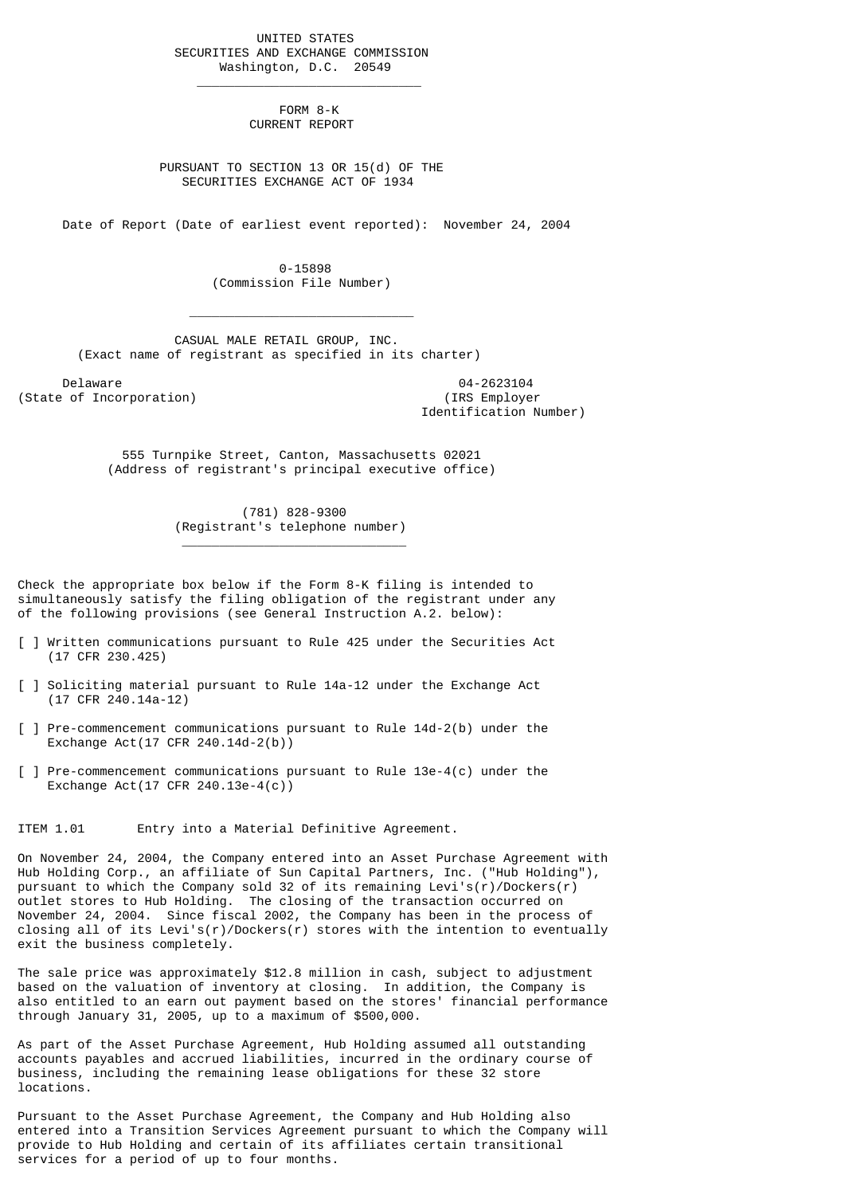UNITED STATES
SECURITIES AND EXCHANGE COMMISSION
Washington, D.C. 20549

---

# FORM 8-K
## CURRENT REPORT

PURSUANT TO SECTION 13 OR 15(d) OF THE
SECURITIES EXCHANGE ACT OF 1934

Date of Report (Date of earliest event reported): November 24, 2004

0-15898
(Commission File Number)

---

CASUAL MALE RETAIL GROUP, INC.
(Exact name of registrant as specified in its charter)

| Delaware | 04-2623104 |
|---|---|
| (State of Incorporation) | (IRS Employer Identification Number) |

555 Turnpike Street, Canton, Massachusetts 02021
(Address of registrant's principal executive office)

(781) 828-9300
(Registrant's telephone number)

---

Check the appropriate box below if the Form 8-K filing is intended to simultaneously satisfy the filing obligation of the registrant under any of the following provisions (see General Instruction A.2. below):

[ ] Written communications pursuant to Rule 425 under the Securities Act (17 CFR 230.425)

[ ] Soliciting material pursuant to Rule 14a-12 under the Exchange Act (17 CFR 240.14a-12)

[ ] Pre-commencement communications pursuant to Rule 14d-2(b) under the Exchange Act(17 CFR 240.14d-2(b))

[ ] Pre-commencement communications pursuant to Rule 13e-4(c) under the Exchange Act(17 CFR 240.13e-4(c))

ITEM 1.01 Entry into a Material Definitive Agreement.

On November 24, 2004, the Company entered into an Asset Purchase Agreement with Hub Holding Corp., an affiliate of Sun Capital Partners, Inc. ("Hub Holding"), pursuant to which the Company sold 32 of its remaining Levi's(r)/Dockers(r) outlet stores to Hub Holding. The closing of the transaction occurred on November 24, 2004. Since fiscal 2002, the Company has been in the process of closing all of its Levi's(r)/Dockers(r) stores with the intention to eventually exit the business completely.

The sale price was approximately $12.8 million in cash, subject to adjustment based on the valuation of inventory at closing. In addition, the Company is also entitled to an earn out payment based on the stores' financial performance through January 31, 2005, up to a maximum of $500,000.

As part of the Asset Purchase Agreement, Hub Holding assumed all outstanding accounts payables and accrued liabilities, incurred in the ordinary course of business, including the remaining lease obligations for these 32 store locations.

Pursuant to the Asset Purchase Agreement, the Company and Hub Holding also entered into a Transition Services Agreement pursuant to which the Company will provide to Hub Holding and certain of its affiliates certain transitional services for a period of up to four months.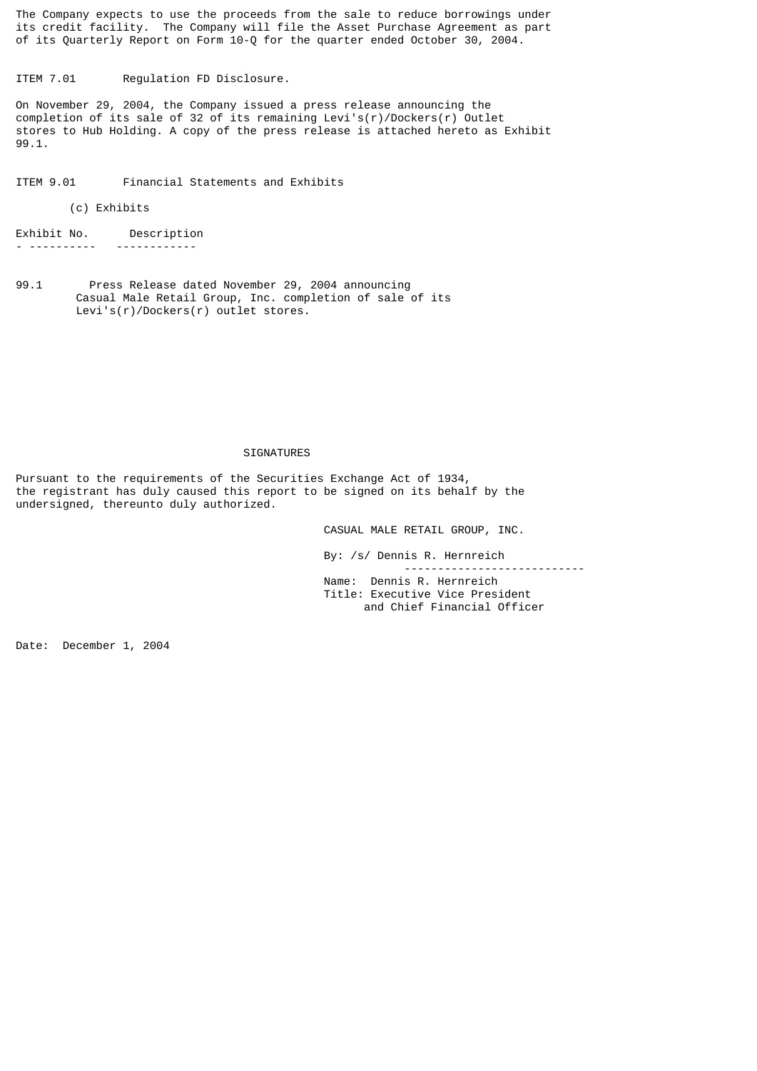The Company expects to use the proceeds from the sale to reduce borrowings under its credit facility. The Company will file the Asset Purchase Agreement as part of its Quarterly Report on Form 10-Q for the quarter ended October 30, 2004.

ITEM 7.01 Regulation FD Disclosure.

On November 29, 2004, the Company issued a press release announcing the completion of its sale of 32 of its remaining Levi's(r)/Dockers(r) Outlet stores to Hub Holding. A copy of the press release is attached hereto as Exhibit 99.1.

ITEM 9.01 Financial Statements and Exhibits

(c) Exhibits

| Exhibit No. | Description |
|---|---|
| 99.1 | Press Release dated November 29, 2004 announcing Casual Male Retail Group, Inc. completion of sale of its Levi's(r)/Dockers(r) outlet stores. |

SIGNATURES

Pursuant to the requirements of the Securities Exchange Act of 1934, the registrant has duly caused this report to be signed on its behalf by the undersigned, thereunto duly authorized.

CASUAL MALE RETAIL GROUP, INC.

By: /s/ Dennis R. Hernreich

Name: Dennis R. Hernreich
Title: Executive Vice President and Chief Financial Officer

Date: December 1, 2004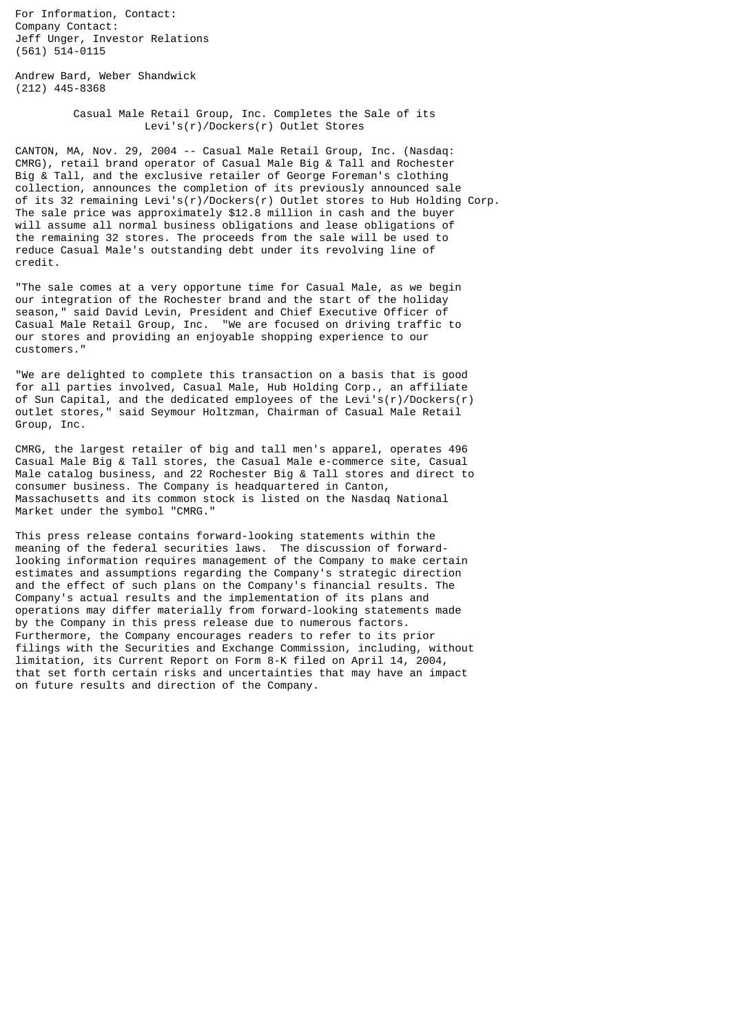For Information, Contact:
Company Contact:
Jeff Unger, Investor Relations
(561) 514-0115

Andrew Bard, Weber Shandwick
(212) 445-8368

## Casual Male Retail Group, Inc. Completes the Sale of its Levi's(r)/Dockers(r) Outlet Stores

CANTON, MA, Nov. 29, 2004 -- Casual Male Retail Group, Inc. (Nasdaq: CMRG), retail brand operator of Casual Male Big & Tall and Rochester Big & Tall, and the exclusive retailer of George Foreman's clothing collection, announces the completion of its previously announced sale of its 32 remaining Levi's(r)/Dockers(r) Outlet stores to Hub Holding Corp. The sale price was approximately $12.8 million in cash and the buyer will assume all normal business obligations and lease obligations of the remaining 32 stores. The proceeds from the sale will be used to reduce Casual Male's outstanding debt under its revolving line of credit.

"The sale comes at a very opportune time for Casual Male, as we begin our integration of the Rochester brand and the start of the holiday season," said David Levin, President and Chief Executive Officer of Casual Male Retail Group, Inc. "We are focused on driving traffic to our stores and providing an enjoyable shopping experience to our customers."

"We are delighted to complete this transaction on a basis that is good for all parties involved, Casual Male, Hub Holding Corp., an affiliate of Sun Capital, and the dedicated employees of the Levi's(r)/Dockers(r) outlet stores," said Seymour Holtzman, Chairman of Casual Male Retail Group, Inc.

CMRG, the largest retailer of big and tall men's apparel, operates 496 Casual Male Big & Tall stores, the Casual Male e-commerce site, Casual Male catalog business, and 22 Rochester Big & Tall stores and direct to consumer business. The Company is headquartered in Canton, Massachusetts and its common stock is listed on the Nasdaq National Market under the symbol "CMRG."

This press release contains forward-looking statements within the meaning of the federal securities laws. The discussion of forward-looking information requires management of the Company to make certain estimates and assumptions regarding the Company's strategic direction and the effect of such plans on the Company's financial results. The Company's actual results and the implementation of its plans and operations may differ materially from forward-looking statements made by the Company in this press release due to numerous factors. Furthermore, the Company encourages readers to refer to its prior filings with the Securities and Exchange Commission, including, without limitation, its Current Report on Form 8-K filed on April 14, 2004, that set forth certain risks and uncertainties that may have an impact on future results and direction of the Company.